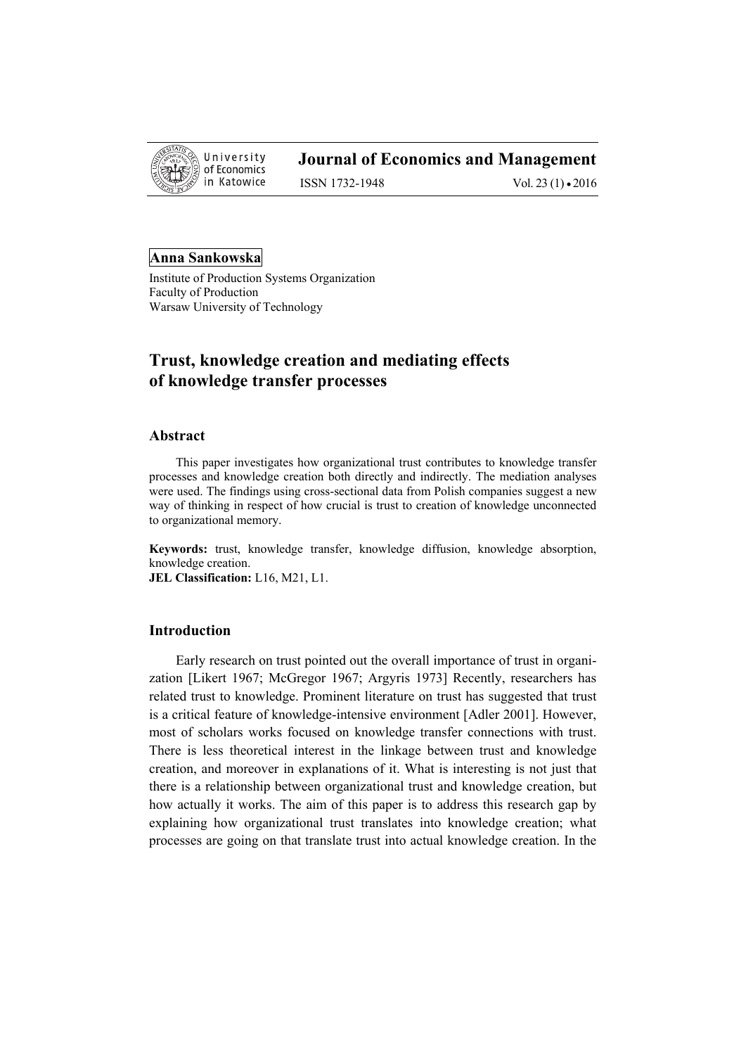**Anna Sankowska**

Institute of Production Systems Organization
Faculty of Production
Warsaw University of Technology

# Trust, knowledge creation and mediating effects of knowledge transfer processes

## Abstract

This paper investigates how organizational trust contributes to knowledge transfer processes and knowledge creation both directly and indirectly. The mediation analyses were used. The findings using cross-sectional data from Polish companies suggest a new way of thinking in respect of how crucial is trust to creation of knowledge unconnected to organizational memory.

**Keywords:** trust, knowledge transfer, knowledge diffusion, knowledge absorption, knowledge creation.

**JEL Classification:** L16, M21, L1.

## Introduction

Early research on trust pointed out the overall importance of trust in organization [Likert 1967; McGregor 1967; Argyris 1973] Recently, researchers has related trust to knowledge. Prominent literature on trust has suggested that trust is a critical feature of knowledge-intensive environment [Adler 2001]. However, most of scholars works focused on knowledge transfer connections with trust. There is less theoretical interest in the linkage between trust and knowledge creation, and moreover in explanations of it. What is interesting is not just that there is a relationship between organizational trust and knowledge creation, but how actually it works. The aim of this paper is to address this research gap by explaining how organizational trust translates into knowledge creation; what processes are going on that translate trust into actual knowledge creation. In the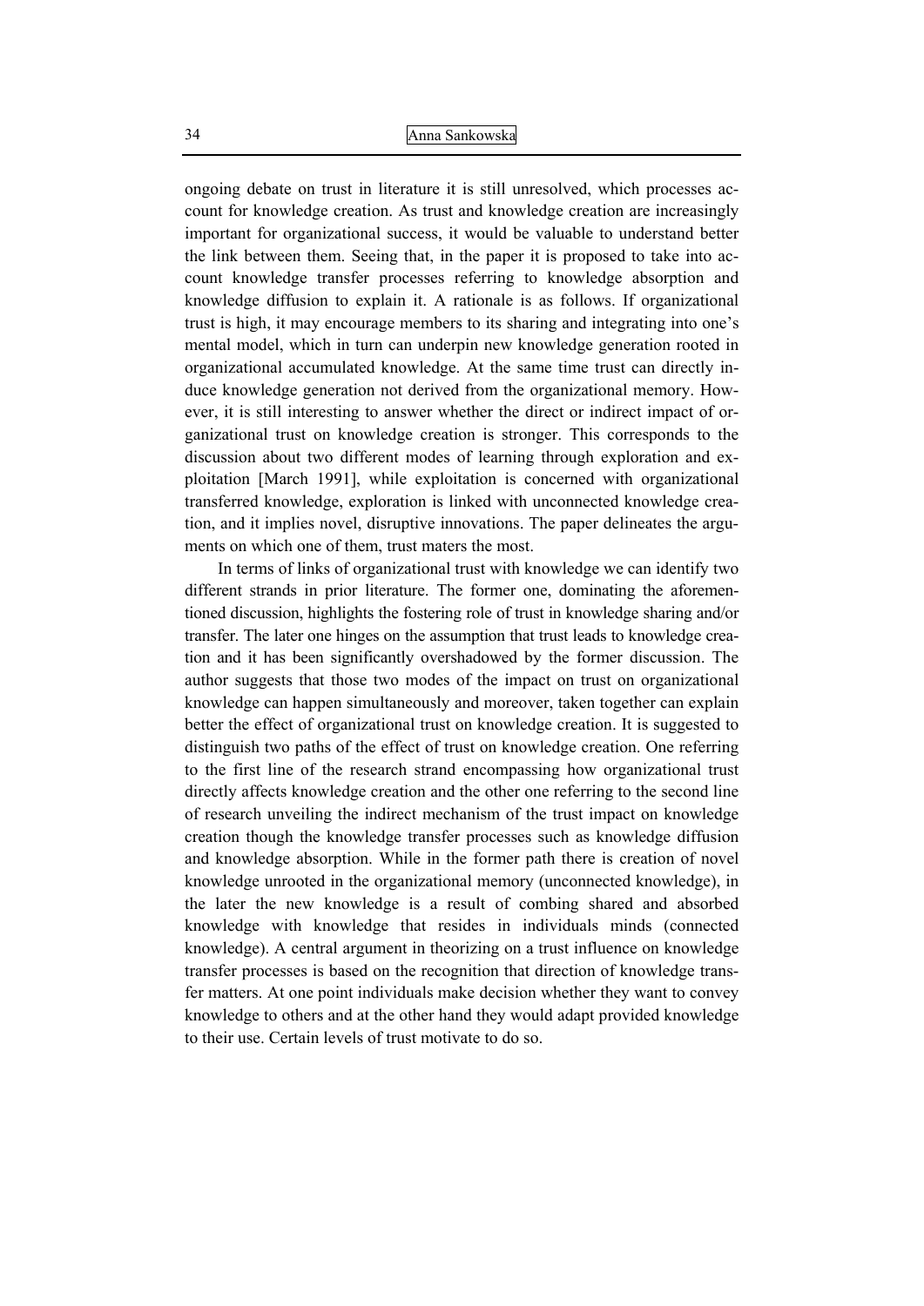ongoing debate on trust in literature it is still unresolved, which processes account for knowledge creation. As trust and knowledge creation are increasingly important for organizational success, it would be valuable to understand better the link between them. Seeing that, in the paper it is proposed to take into account knowledge transfer processes referring to knowledge absorption and knowledge diffusion to explain it. A rationale is as follows. If organizational trust is high, it may encourage members to its sharing and integrating into one's mental model, which in turn can underpin new knowledge generation rooted in organizational accumulated knowledge. At the same time trust can directly induce knowledge generation not derived from the organizational memory. However, it is still interesting to answer whether the direct or indirect impact of organizational trust on knowledge creation is stronger. This corresponds to the discussion about two different modes of learning through exploration and exploitation [March 1991], while exploitation is concerned with organizational transferred knowledge, exploration is linked with unconnected knowledge creation, and it implies novel, disruptive innovations. The paper delineates the arguments on which one of them, trust maters the most.

In terms of links of organizational trust with knowledge we can identify two different strands in prior literature. The former one, dominating the aforementioned discussion, highlights the fostering role of trust in knowledge sharing and/or transfer. The later one hinges on the assumption that trust leads to knowledge creation and it has been significantly overshadowed by the former discussion. The author suggests that those two modes of the impact on trust on organizational knowledge can happen simultaneously and moreover, taken together can explain better the effect of organizational trust on knowledge creation. It is suggested to distinguish two paths of the effect of trust on knowledge creation. One referring to the first line of the research strand encompassing how organizational trust directly affects knowledge creation and the other one referring to the second line of research unveiling the indirect mechanism of the trust impact on knowledge creation though the knowledge transfer processes such as knowledge diffusion and knowledge absorption. While in the former path there is creation of novel knowledge unrooted in the organizational memory (unconnected knowledge), in the later the new knowledge is a result of combing shared and absorbed knowledge with knowledge that resides in individuals minds (connected knowledge). A central argument in theorizing on a trust influence on knowledge transfer processes is based on the recognition that direction of knowledge transfer matters. At one point individuals make decision whether they want to convey knowledge to others and at the other hand they would adapt provided knowledge to their use. Certain levels of trust motivate to do so.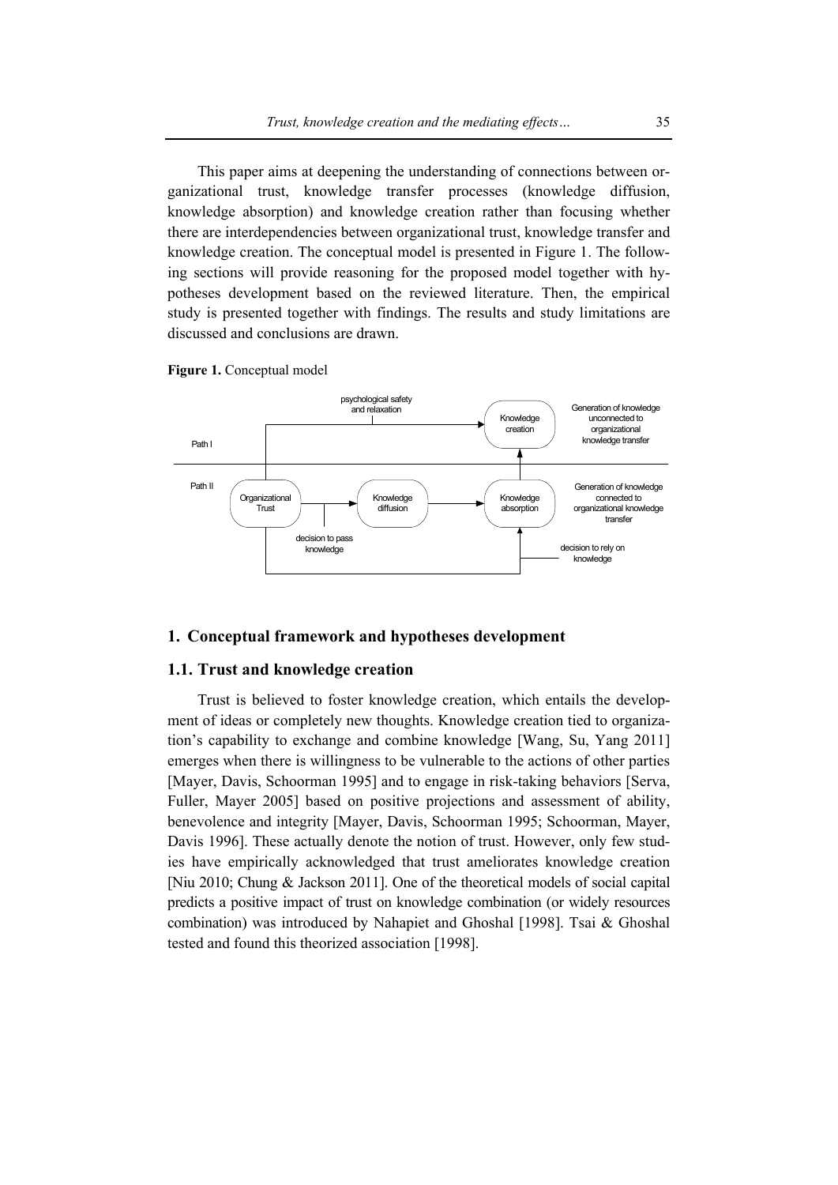This paper aims at deepening the understanding of connections between organizational trust, knowledge transfer processes (knowledge diffusion, knowledge absorption) and knowledge creation rather than focusing whether there are interdependencies between organizational trust, knowledge transfer and knowledge creation. The conceptual model is presented in Figure 1. The following sections will provide reasoning for the proposed model together with hypotheses development based on the reviewed literature. Then, the empirical study is presented together with findings. The results and study limitations are discussed and conclusions are drawn.

**Figure 1.** Conceptual model

## 1. Conceptual framework and hypotheses development

### 1.1. Trust and knowledge creation

Trust is believed to foster knowledge creation, which entails the development of ideas or completely new thoughts. Knowledge creation tied to organization's capability to exchange and combine knowledge [Wang, Su, Yang 2011] emerges when there is willingness to be vulnerable to the actions of other parties [Mayer, Davis, Schoorman 1995] and to engage in risk-taking behaviors [Serva, Fuller, Mayer 2005] based on positive projections and assessment of ability, benevolence and integrity [Mayer, Davis, Schoorman 1995; Schoorman, Mayer, Davis 1996]. These actually denote the notion of trust. However, only few studies have empirically acknowledged that trust ameliorates knowledge creation [Niu 2010; Chung & Jackson 2011]. One of the theoretical models of social capital predicts a positive impact of trust on knowledge combination (or widely resources combination) was introduced by Nahapiet and Ghoshal [1998]. Tsai & Ghoshal tested and found this theorized association [1998].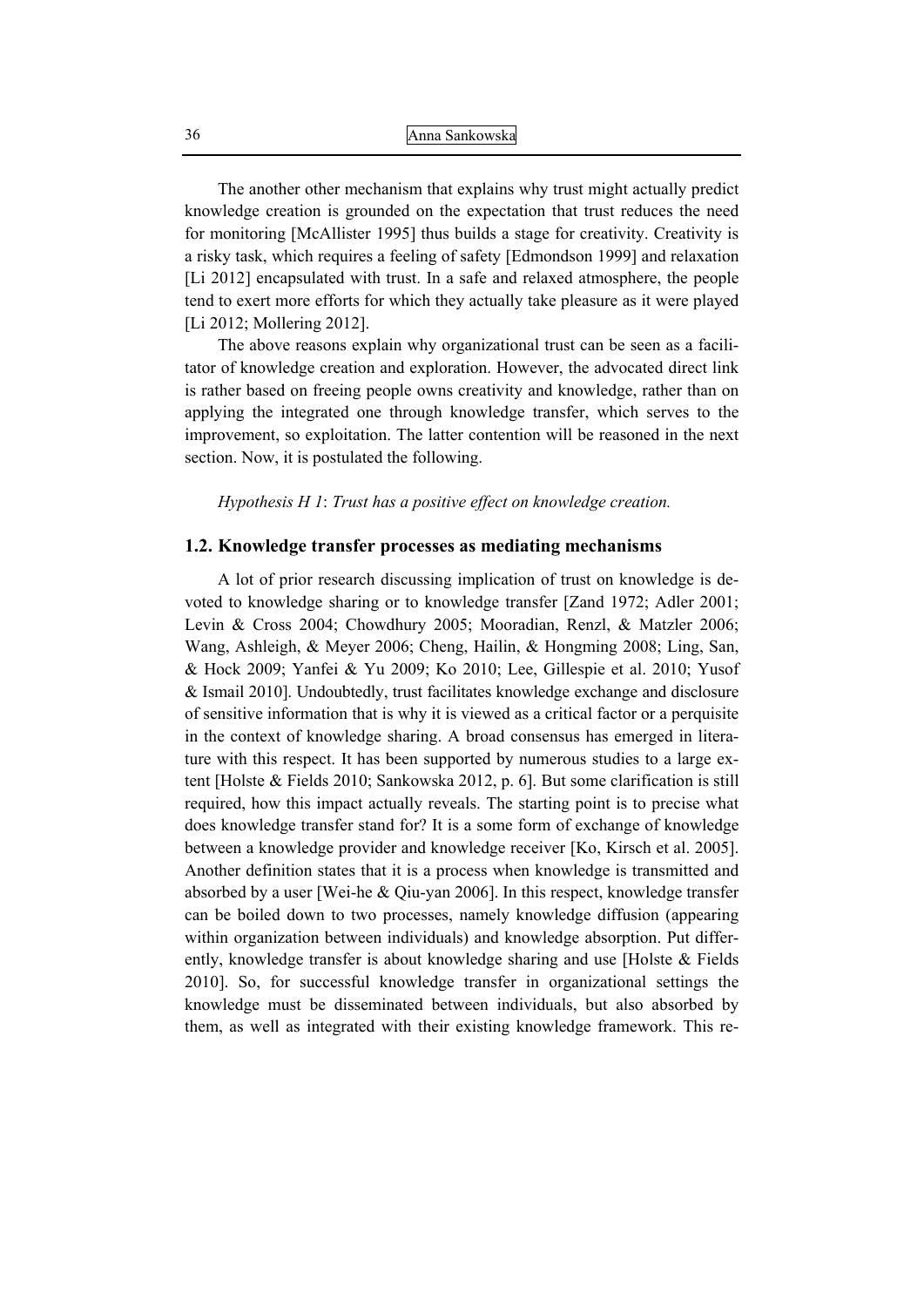The another other mechanism that explains why trust might actually predict knowledge creation is grounded on the expectation that trust reduces the need for monitoring [McAllister 1995] thus builds a stage for creativity. Creativity is a risky task, which requires a feeling of safety [Edmondson 1999] and relaxation [Li 2012] encapsulated with trust. In a safe and relaxed atmosphere, the people tend to exert more efforts for which they actually take pleasure as it were played [Li 2012; Mollering 2012].

The above reasons explain why organizational trust can be seen as a facilitator of knowledge creation and exploration. However, the advocated direct link is rather based on freeing people owns creativity and knowledge, rather than on applying the integrated one through knowledge transfer, which serves to the improvement, so exploitation. The latter contention will be reasoned in the next section. Now, it is postulated the following.

*Hypothesis H 1*: *Trust has a positive effect on knowledge creation.*

### 1.2. Knowledge transfer processes as mediating mechanisms

A lot of prior research discussing implication of trust on knowledge is devoted to knowledge sharing or to knowledge transfer [Zand 1972; Adler 2001; Levin & Cross 2004; Chowdhury 2005; Mooradian, Renzl, & Matzler 2006; Wang, Ashleigh, & Meyer 2006; Cheng, Hailin, & Hongming 2008; Ling, San, & Hock 2009; Yanfei & Yu 2009; Ko 2010; Lee, Gillespie et al. 2010; Yusof & Ismail 2010]. Undoubtedly, trust facilitates knowledge exchange and disclosure of sensitive information that is why it is viewed as a critical factor or a perquisite in the context of knowledge sharing. A broad consensus has emerged in literature with this respect. It has been supported by numerous studies to a large extent [Holste & Fields 2010; Sankowska 2012, p. 6]. But some clarification is still required, how this impact actually reveals. The starting point is to precise what does knowledge transfer stand for? It is a some form of exchange of knowledge between a knowledge provider and knowledge receiver [Ko, Kirsch et al. 2005]. Another definition states that it is a process when knowledge is transmitted and absorbed by a user [Wei-he & Qiu-yan 2006]. In this respect, knowledge transfer can be boiled down to two processes, namely knowledge diffusion (appearing within organization between individuals) and knowledge absorption. Put differently, knowledge transfer is about knowledge sharing and use [Holste & Fields 2010]. So, for successful knowledge transfer in organizational settings the knowledge must be disseminated between individuals, but also absorbed by them, as well as integrated with their existing knowledge framework. This re-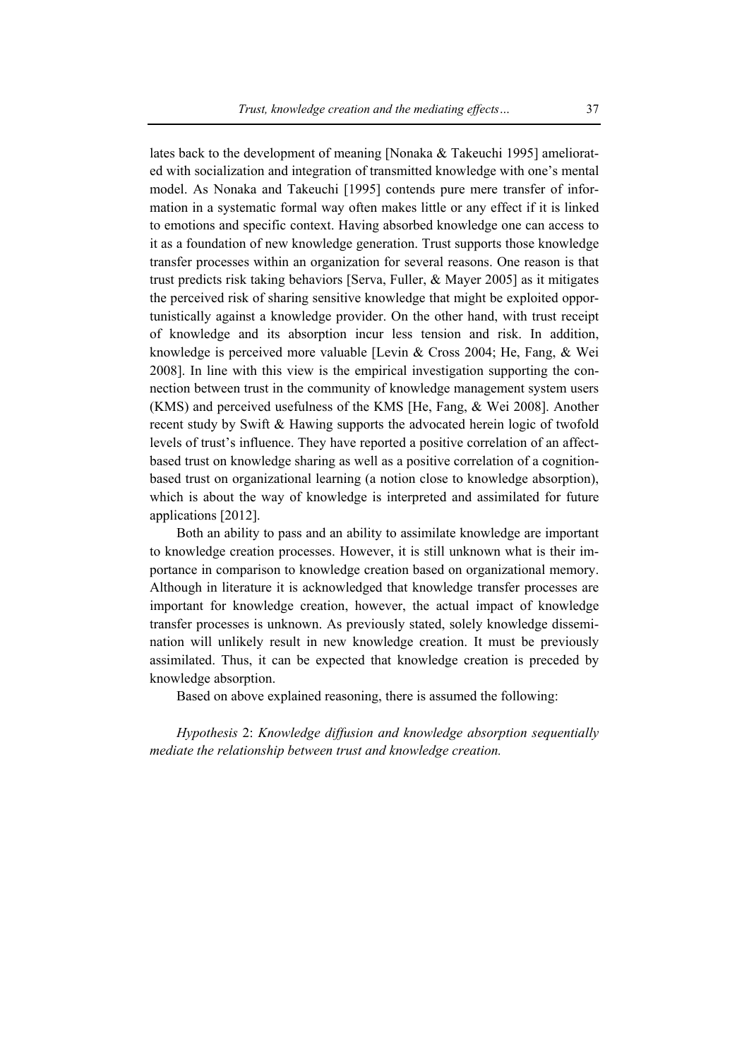lates back to the development of meaning [Nonaka & Takeuchi 1995] ameliorated with socialization and integration of transmitted knowledge with one's mental model. As Nonaka and Takeuchi [1995] contends pure mere transfer of information in a systematic formal way often makes little or any effect if it is linked to emotions and specific context. Having absorbed knowledge one can access to it as a foundation of new knowledge generation. Trust supports those knowledge transfer processes within an organization for several reasons. One reason is that trust predicts risk taking behaviors [Serva, Fuller, & Mayer 2005] as it mitigates the perceived risk of sharing sensitive knowledge that might be exploited opportunistically against a knowledge provider. On the other hand, with trust receipt of knowledge and its absorption incur less tension and risk. In addition, knowledge is perceived more valuable [Levin & Cross 2004; He, Fang, & Wei 2008]. In line with this view is the empirical investigation supporting the connection between trust in the community of knowledge management system users (KMS) and perceived usefulness of the KMS [He, Fang, & Wei 2008]. Another recent study by Swift & Hawing supports the advocated herein logic of twofold levels of trust's influence. They have reported a positive correlation of an affect-based trust on knowledge sharing as well as a positive correlation of a cognition-based trust on organizational learning (a notion close to knowledge absorption), which is about the way of knowledge is interpreted and assimilated for future applications [2012].

Both an ability to pass and an ability to assimilate knowledge are important to knowledge creation processes. However, it is still unknown what is their importance in comparison to knowledge creation based on organizational memory. Although in literature it is acknowledged that knowledge transfer processes are important for knowledge creation, however, the actual impact of knowledge transfer processes is unknown. As previously stated, solely knowledge dissemination will unlikely result in new knowledge creation. It must be previously assimilated. Thus, it can be expected that knowledge creation is preceded by knowledge absorption.

Based on above explained reasoning, there is assumed the following:

*Hypothesis* 2: *Knowledge diffusion and knowledge absorption sequentially mediate the relationship between trust and knowledge creation.*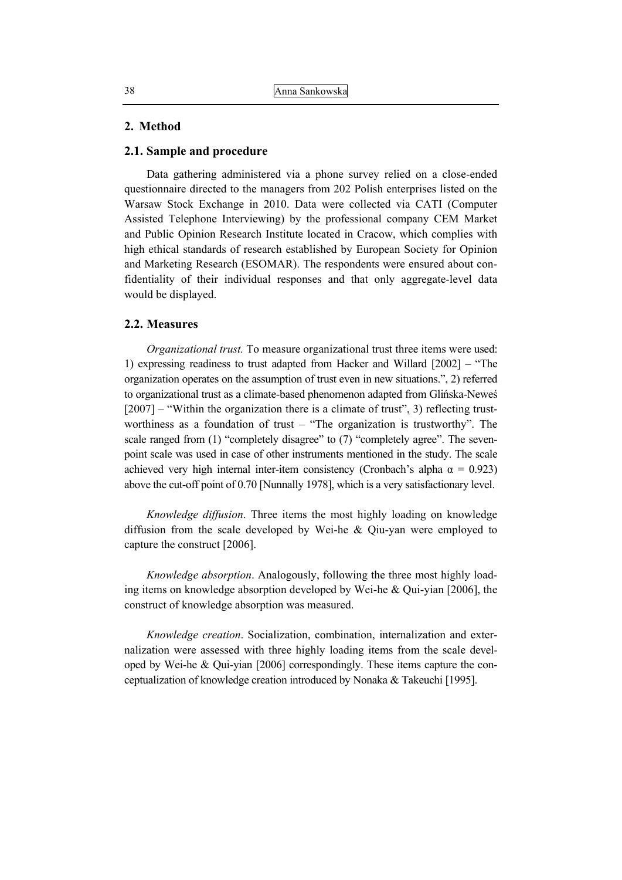## 2. Method

### 2.1. Sample and procedure

Data gathering administered via a phone survey relied on a close-ended questionnaire directed to the managers from 202 Polish enterprises listed on the Warsaw Stock Exchange in 2010. Data were collected via CATI (Computer Assisted Telephone Interviewing) by the professional company CEM Market and Public Opinion Research Institute located in Cracow, which complies with high ethical standards of research established by European Society for Opinion and Marketing Research (ESOMAR). The respondents were ensured about confidentiality of their individual responses and that only aggregate-level data would be displayed.

### 2.2. Measures

*Organizational trust.* To measure organizational trust three items were used: 1) expressing readiness to trust adapted from Hacker and Willard [2002] – "The organization operates on the assumption of trust even in new situations.", 2) referred to organizational trust as a climate-based phenomenon adapted from Glińska-Neweś [2007] – "Within the organization there is a climate of trust", 3) reflecting trustworthiness as a foundation of trust – "The organization is trustworthy". The scale ranged from (1) "completely disagree" to (7) "completely agree". The seven-point scale was used in case of other instruments mentioned in the study. The scale achieved very high internal inter-item consistency (Cronbach's alpha $\alpha = 0.923$) above the cut-off point of 0.70 [Nunnally 1978], which is a very satisfactionary level.

*Knowledge diffusion*. Three items the most highly loading on knowledge diffusion from the scale developed by Wei-he & Qiu-yan were employed to capture the construct [2006].

*Knowledge absorption*. Analogously, following the three most highly loading items on knowledge absorption developed by Wei-he & Qui-yian [2006], the construct of knowledge absorption was measured.

*Knowledge creation*. Socialization, combination, internalization and externalization were assessed with three highly loading items from the scale developed by Wei-he & Qui-yian [2006] correspondingly. These items capture the conceptualization of knowledge creation introduced by Nonaka & Takeuchi [1995].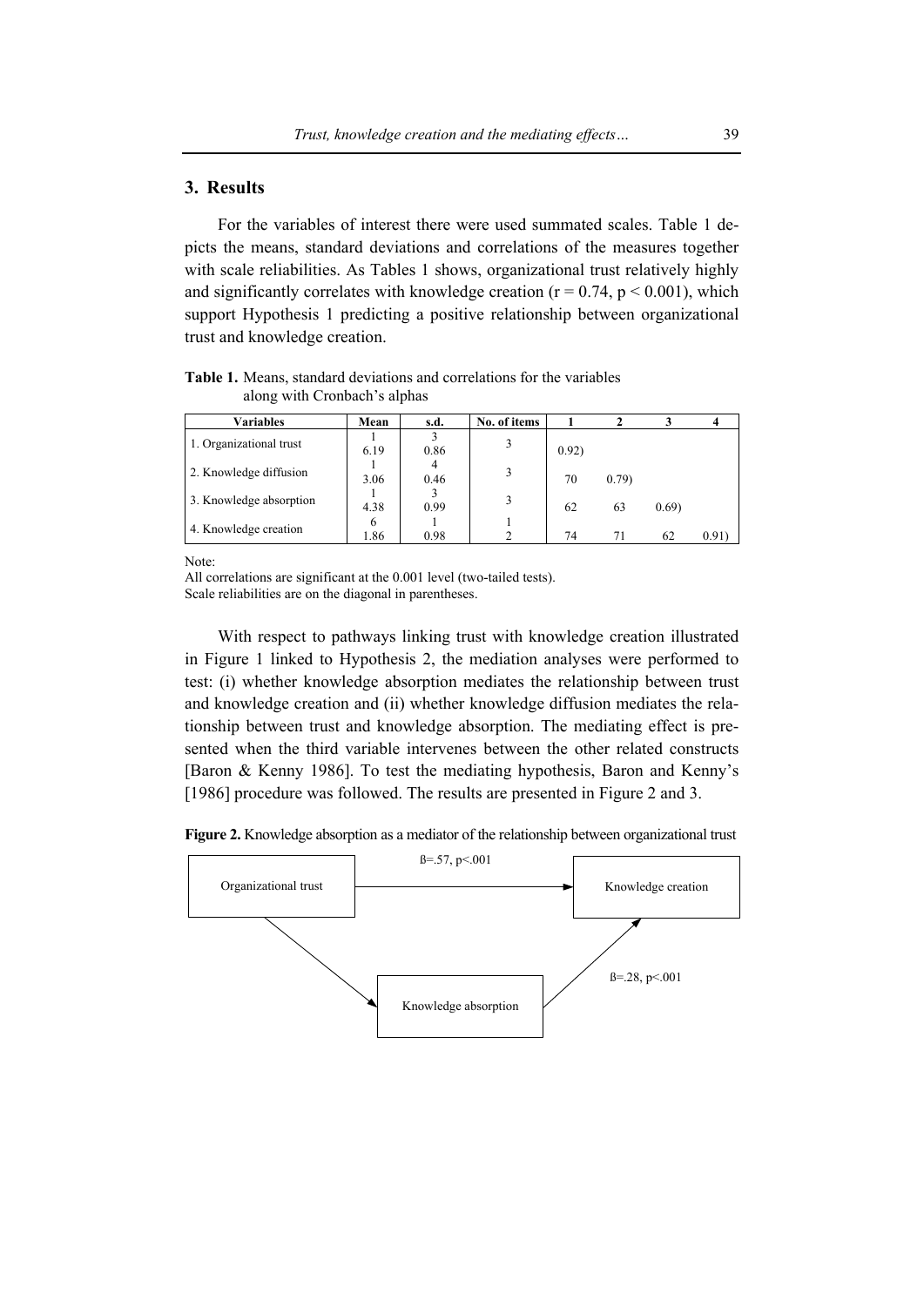## 3. Results

For the variables of interest there were used summated scales. Table 1 depicts the means, standard deviations and correlations of the measures together with scale reliabilities. As Tables 1 shows, organizational trust relatively highly and significantly correlates with knowledge creation ($r = 0.74$, $p < 0.001$), which support Hypothesis 1 predicting a positive relationship between organizational trust and knowledge creation.

**Table 1.** Means, standard deviations and correlations for the variables along with Cronbach's alphas

| Variables | Mean | s.d. | No. of items | 1 | 2 | 3 | 4 |
|---|---|---|---|---|---|---|---|
| 1. Organizational trust | 1 6.19 | 3 0.86 | 3 | 0.92) | | | |
| 2. Knowledge diffusion | 1 3.06 | 4 0.46 | 3 | 70 | 0.79) | | |
| 3. Knowledge absorption | 1 4.38 | 3 0.99 | 3 | 62 | 63 | 0.69) | |
| 4. Knowledge creation | 6 1.86 | 1 0.98 | 1 2 | 74 | 71 | 62 | 0.91) |

Note:
All correlations are significant at the 0.001 level (two-tailed tests).
Scale reliabilities are on the diagonal in parentheses.

With respect to pathways linking trust with knowledge creation illustrated in Figure 1 linked to Hypothesis 2, the mediation analyses were performed to test: (i) whether knowledge absorption mediates the relationship between trust and knowledge creation and (ii) whether knowledge diffusion mediates the relationship between trust and knowledge absorption. The mediating effect is presented when the third variable intervenes between the other related constructs [Baron & Kenny 1986]. To test the mediating hypothesis, Baron and Kenny's [1986] procedure was followed. The results are presented in Figure 2 and 3.

**Figure 2.** Knowledge absorption as a mediator of the relationship between organizational trust

Organizational trust → Knowledge creation: ß=.57, p<.001

Organizational trust → Knowledge absorption

Knowledge absorption → Knowledge creation: ß=.28, p<.001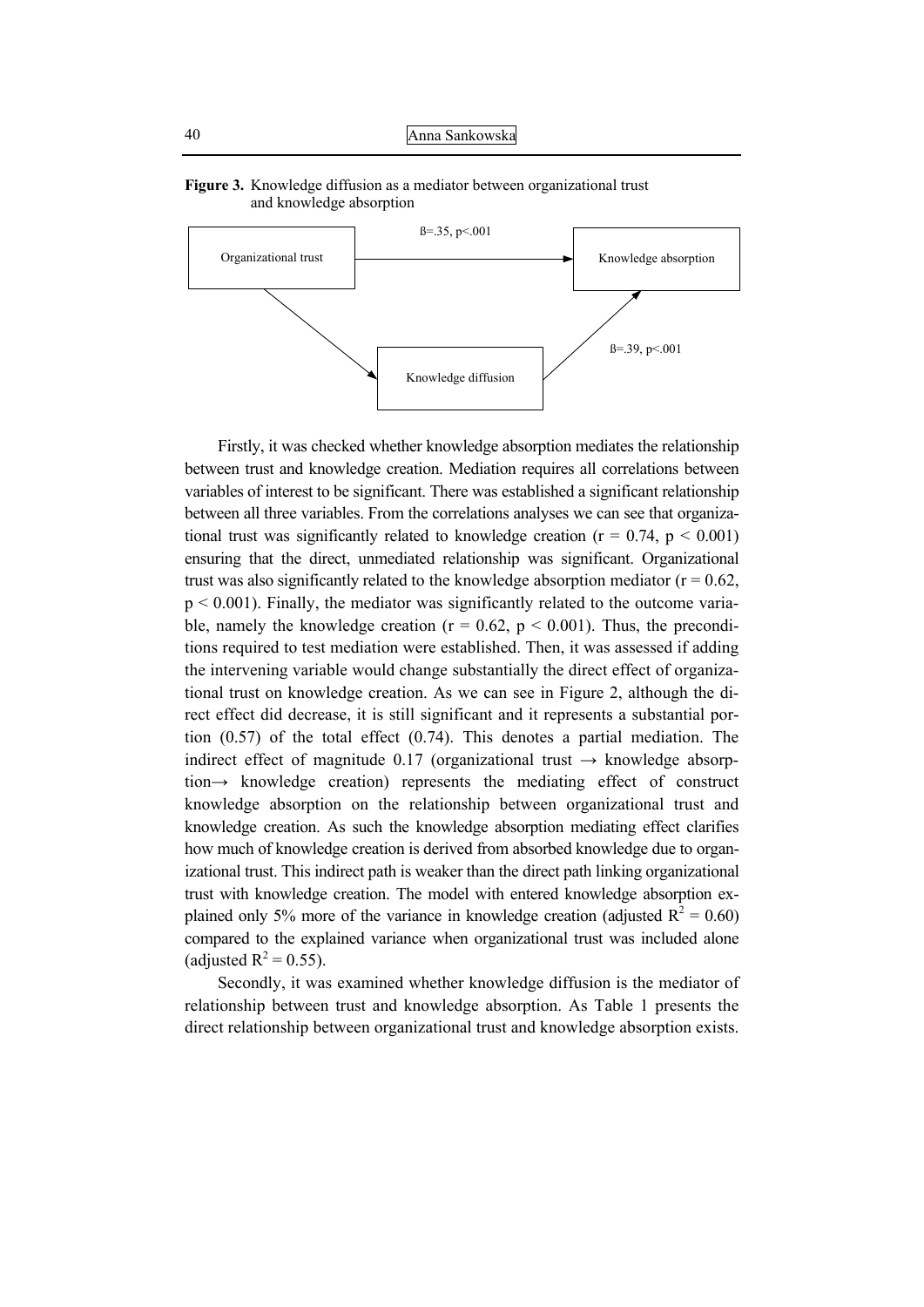**Figure 3.** Knowledge diffusion as a mediator between organizational trust and knowledge absorption

Organizational trust → Knowledge absorption: ß=.35, p<.001

Organizational trust → Knowledge diffusion → Knowledge absorption: ß=.39, p<.001

Firstly, it was checked whether knowledge absorption mediates the relationship between trust and knowledge creation. Mediation requires all correlations between variables of interest to be significant. There was established a significant relationship between all three variables. From the correlations analyses we can see that organizational trust was significantly related to knowledge creation ($r = 0.74$, $p < 0.001$) ensuring that the direct, unmediated relationship was significant. Organizational trust was also significantly related to the knowledge absorption mediator ($r = 0.62$, $p < 0.001$). Finally, the mediator was significantly related to the outcome variable, namely the knowledge creation ($r = 0.62$, $p < 0.001$). Thus, the preconditions required to test mediation were established. Then, it was assessed if adding the intervening variable would change substantially the direct effect of organizational trust on knowledge creation. As we can see in Figure 2, although the direct effect did decrease, it is still significant and it represents a substantial portion (0.57) of the total effect (0.74). This denotes a partial mediation. The indirect effect of magnitude 0.17 (organizational trust → knowledge absorption→ knowledge creation) represents the mediating effect of construct knowledge absorption on the relationship between organizational trust and knowledge creation. As such the knowledge absorption mediating effect clarifies how much of knowledge creation is derived from absorbed knowledge due to organizational trust. This indirect path is weaker than the direct path linking organizational trust with knowledge creation. The model with entered knowledge absorption explained only 5% more of the variance in knowledge creation (adjusted $R^2 = 0.60$) compared to the explained variance when organizational trust was included alone (adjusted $R^2 = 0.55$).

Secondly, it was examined whether knowledge diffusion is the mediator of relationship between trust and knowledge absorption. As Table 1 presents the direct relationship between organizational trust and knowledge absorption exists.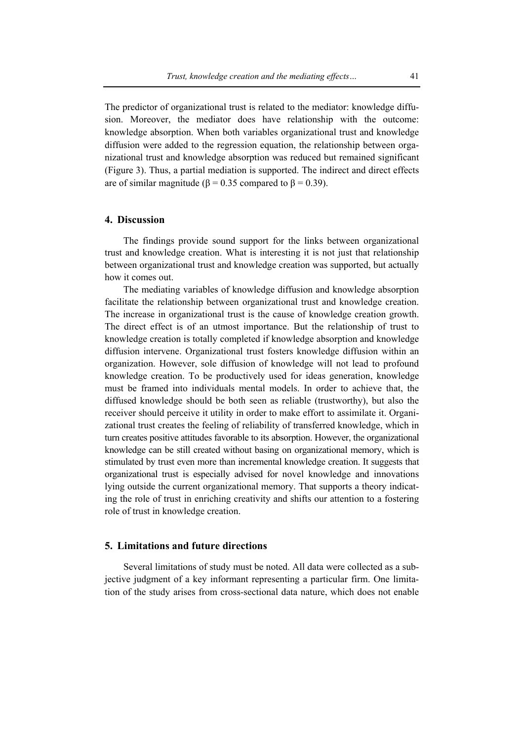The predictor of organizational trust is related to the mediator: knowledge diffusion. Moreover, the mediator does have relationship with the outcome: knowledge absorption. When both variables organizational trust and knowledge diffusion were added to the regression equation, the relationship between organizational trust and knowledge absorption was reduced but remained significant (Figure 3). Thus, a partial mediation is supported. The indirect and direct effects are of similar magnitude ($\beta = 0.35$ compared to $\beta = 0.39$).

## 4. Discussion

The findings provide sound support for the links between organizational trust and knowledge creation. What is interesting it is not just that relationship between organizational trust and knowledge creation was supported, but actually how it comes out.

The mediating variables of knowledge diffusion and knowledge absorption facilitate the relationship between organizational trust and knowledge creation. The increase in organizational trust is the cause of knowledge creation growth. The direct effect is of an utmost importance. But the relationship of trust to knowledge creation is totally completed if knowledge absorption and knowledge diffusion intervene. Organizational trust fosters knowledge diffusion within an organization. However, sole diffusion of knowledge will not lead to profound knowledge creation. To be productively used for ideas generation, knowledge must be framed into individuals mental models. In order to achieve that, the diffused knowledge should be both seen as reliable (trustworthy), but also the receiver should perceive it utility in order to make effort to assimilate it. Organizational trust creates the feeling of reliability of transferred knowledge, which in turn creates positive attitudes favorable to its absorption. However, the organizational knowledge can be still created without basing on organizational memory, which is stimulated by trust even more than incremental knowledge creation. It suggests that organizational trust is especially advised for novel knowledge and innovations lying outside the current organizational memory. That supports a theory indicating the role of trust in enriching creativity and shifts our attention to a fostering role of trust in knowledge creation.

## 5. Limitations and future directions

Several limitations of study must be noted. All data were collected as a subjective judgment of a key informant representing a particular firm. One limitation of the study arises from cross-sectional data nature, which does not enable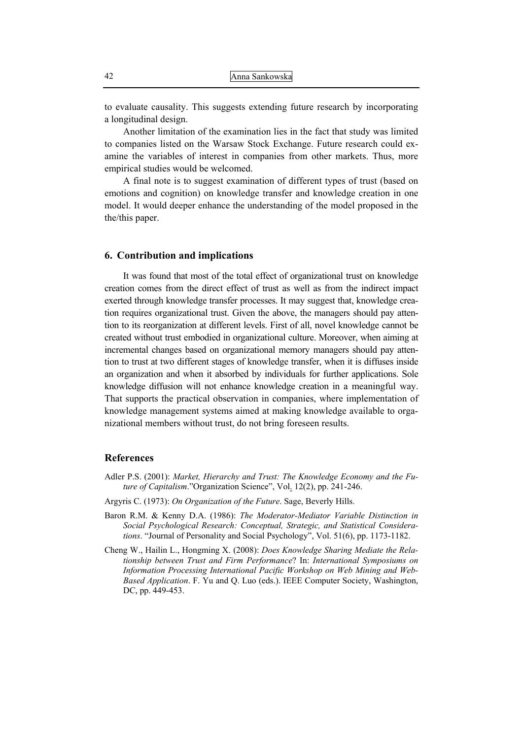to evaluate causality. This suggests extending future research by incorporating a longitudinal design.

Another limitation of the examination lies in the fact that study was limited to companies listed on the Warsaw Stock Exchange. Future research could examine the variables of interest in companies from other markets. Thus, more empirical studies would be welcomed.

A final note is to suggest examination of different types of trust (based on emotions and cognition) on knowledge transfer and knowledge creation in one model. It would deeper enhance the understanding of the model proposed in the the/this paper.

## 6. Contribution and implications

It was found that most of the total effect of organizational trust on knowledge creation comes from the direct effect of trust as well as from the indirect impact exerted through knowledge transfer processes. It may suggest that, knowledge creation requires organizational trust. Given the above, the managers should pay attention to its reorganization at different levels. First of all, novel knowledge cannot be created without trust embodied in organizational culture. Moreover, when aiming at incremental changes based on organizational memory managers should pay attention to trust at two different stages of knowledge transfer, when it is diffuses inside an organization and when it absorbed by individuals for further applications. Sole knowledge diffusion will not enhance knowledge creation in a meaningful way. That supports the practical observation in companies, where implementation of knowledge management systems aimed at making knowledge available to organizational members without trust, do not bring foreseen results.

## References

Adler P.S. (2001): *Market, Hierarchy and Trust: The Knowledge Economy and the Future of Capitalism*."Organization Science", Vol. 12(2), pp. 241-246.

Argyris C. (1973): *On Organization of the Future*. Sage, Beverly Hills.

Baron R.M. & Kenny D.A. (1986): *The Moderator-Mediator Variable Distinction in Social Psychological Research: Conceptual, Strategic, and Statistical Considerations*. "Journal of Personality and Social Psychology", Vol. 51(6), pp. 1173-1182.

Cheng W., Hailin L., Hongming X. (2008): *Does Knowledge Sharing Mediate the Relationship between Trust and Firm Performance*? In: *International Symposiums on Information Processing International Pacific Workshop on Web Mining and Web-Based Application*. F. Yu and Q. Luo (eds.). IEEE Computer Society, Washington, DC, pp. 449-453.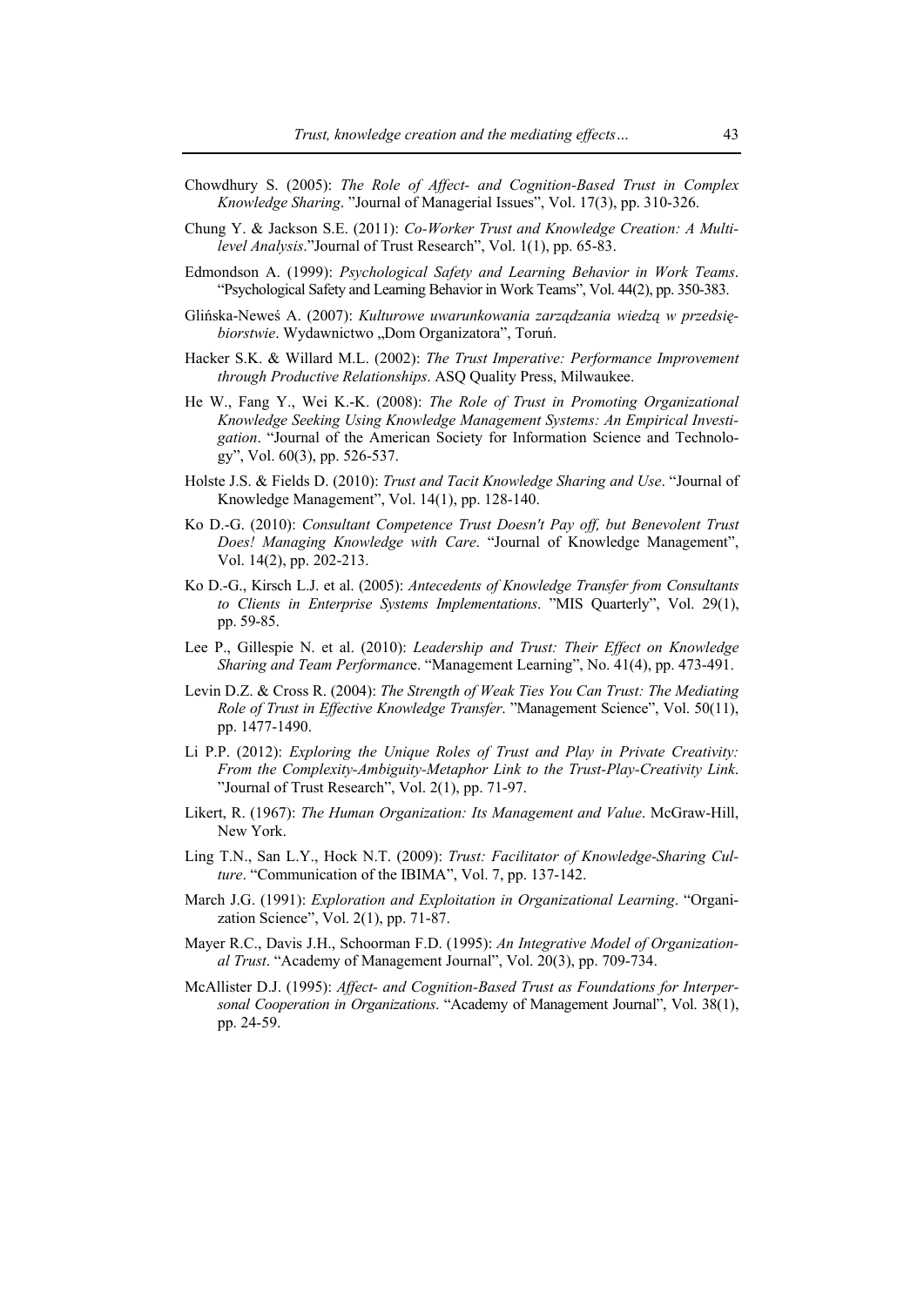Chowdhury S. (2005): *The Role of Affect- and Cognition-Based Trust in Complex Knowledge Sharing*. "Journal of Managerial Issues", Vol. 17(3), pp. 310-326.

Chung Y. & Jackson S.E. (2011): *Co-Worker Trust and Knowledge Creation: A Multi-level Analysis*."Journal of Trust Research", Vol. 1(1), pp. 65-83.

Edmondson A. (1999): *Psychological Safety and Learning Behavior in Work Teams*. "Psychological Safety and Learning Behavior in Work Teams", Vol. 44(2), pp. 350-383.

Glińska-Neweś A. (2007): *Kulturowe uwarunkowania zarządzania wiedzą w przedsiębiorstwie*. Wydawnictwo „Dom Organizatora", Toruń.

Hacker S.K. & Willard M.L. (2002): *The Trust Imperative: Performance Improvement through Productive Relationships*. ASQ Quality Press, Milwaukee.

He W., Fang Y., Wei K.-K. (2008): *The Role of Trust in Promoting Organizational Knowledge Seeking Using Knowledge Management Systems: An Empirical Investigation*. "Journal of the American Society for Information Science and Technology", Vol. 60(3), pp. 526-537.

Holste J.S. & Fields D. (2010): *Trust and Tacit Knowledge Sharing and Use*. "Journal of Knowledge Management", Vol. 14(1), pp. 128-140.

Ko D.-G. (2010): *Consultant Competence Trust Doesn't Pay off, but Benevolent Trust Does! Managing Knowledge with Care*. "Journal of Knowledge Management", Vol. 14(2), pp. 202-213.

Ko D.-G., Kirsch L.J. et al. (2005): *Antecedents of Knowledge Transfer from Consultants to Clients in Enterprise Systems Implementations*. "MIS Quarterly", Vol. 29(1), pp. 59-85.

Lee P., Gillespie N. et al. (2010): *Leadership and Trust: Their Effect on Knowledge Sharing and Team Performanc*e. "Management Learning", No. 41(4), pp. 473-491.

Levin D.Z. & Cross R. (2004): *The Strength of Weak Ties You Can Trust: The Mediating Role of Trust in Effective Knowledge Transfer*. "Management Science", Vol. 50(11), pp. 1477-1490.

Li P.P. (2012): *Exploring the Unique Roles of Trust and Play in Private Creativity: From the Complexity-Ambiguity-Metaphor Link to the Trust-Play-Creativity Link*. "Journal of Trust Research", Vol. 2(1), pp. 71-97.

Likert, R. (1967): *The Human Organization: Its Management and Value*. McGraw-Hill, New York.

Ling T.N., San L.Y., Hock N.T. (2009): *Trust: Facilitator of Knowledge-Sharing Culture*. "Communication of the IBIMA", Vol. 7, pp. 137-142.

March J.G. (1991): *Exploration and Exploitation in Organizational Learning*. "Organization Science", Vol. 2(1), pp. 71-87.

Mayer R.C., Davis J.H., Schoorman F.D. (1995): *An Integrative Model of Organizational Trust*. "Academy of Management Journal", Vol. 20(3), pp. 709-734.

McAllister D.J. (1995): *Affect- and Cognition-Based Trust as Foundations for Interpersonal Cooperation in Organizations*. "Academy of Management Journal", Vol. 38(1), pp. 24-59.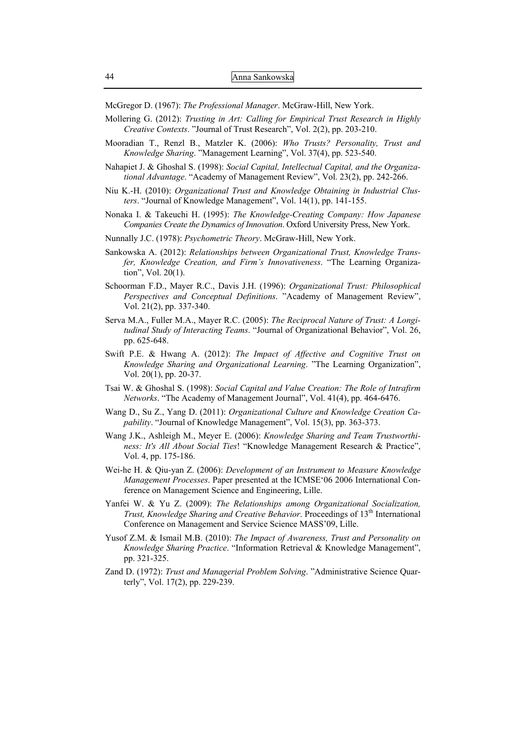McGregor D. (1967): *The Professional Manager*. McGraw-Hill, New York.

Mollering G. (2012): *Trusting in Art: Calling for Empirical Trust Research in Highly Creative Contexts*. "Journal of Trust Research", Vol. 2(2), pp. 203-210.

Mooradian T., Renzl B., Matzler K. (2006): *Who Trusts? Personality, Trust and Knowledge Sharing*. "Management Learning", Vol. 37(4), pp. 523-540.

Nahapiet J. & Ghoshal S. (1998): *Social Capital, Intellectual Capital, and the Organizational Advantage*. "Academy of Management Review", Vol. 23(2), pp. 242-266.

Niu K.-H. (2010): *Organizational Trust and Knowledge Obtaining in Industrial Clusters*. "Journal of Knowledge Management", Vol. 14(1), pp. 141-155.

Nonaka I. & Takeuchi H. (1995): *The Knowledge-Creating Company: How Japanese Companies Create the Dynamics of Innovation*. Oxford University Press, New York.

Nunnally J.C. (1978): *Psychometric Theory*. McGraw-Hill, New York.

Sankowska A. (2012): *Relationships between Organizational Trust, Knowledge Transfer, Knowledge Creation, and Firm's Innovativeness*. "The Learning Organization", Vol. 20(1).

Schoorman F.D., Mayer R.C., Davis J.H. (1996): *Organizational Trust: Philosophical Perspectives and Conceptual Definitions*. "Academy of Management Review", Vol. 21(2), pp. 337-340.

Serva M.A., Fuller M.A., Mayer R.C. (2005): *The Reciprocal Nature of Trust: A Longitudinal Study of Interacting Teams*. "Journal of Organizational Behavior", Vol. 26, pp. 625-648.

Swift P.E. & Hwang A. (2012): *The Impact of Affective and Cognitive Trust on Knowledge Sharing and Organizational Learning*. "The Learning Organization", Vol. 20(1), pp. 20-37.

Tsai W. & Ghoshal S. (1998): *Social Capital and Value Creation: The Role of Intrafirm Networks*. "The Academy of Management Journal", Vol. 41(4), pp. 464-6476.

Wang D., Su Z., Yang D. (2011): *Organizational Culture and Knowledge Creation Capability*. "Journal of Knowledge Management", Vol. 15(3), pp. 363-373.

Wang J.K., Ashleigh M., Meyer E. (2006): *Knowledge Sharing and Team Trustworthiness: It's All About Social Ties*! "Knowledge Management Research & Practice", Vol. 4, pp. 175-186.

Wei-he H. & Qiu-yan Z. (2006): *Development of an Instrument to Measure Knowledge Management Processes*. Paper presented at the ICMSE'06 2006 International Conference on Management Science and Engineering, Lille.

Yanfei W. & Yu Z. (2009): *The Relationships among Organizational Socialization, Trust, Knowledge Sharing and Creative Behavior*. Proceedings of 13th International Conference on Management and Service Science MASS'09, Lille.

Yusof Z.M. & Ismail M.B. (2010): *The Impact of Awareness, Trust and Personality on Knowledge Sharing Practice*. "Information Retrieval & Knowledge Management", pp. 321-325.

Zand D. (1972): *Trust and Managerial Problem Solving*. "Administrative Science Quarterly", Vol. 17(2), pp. 229-239.